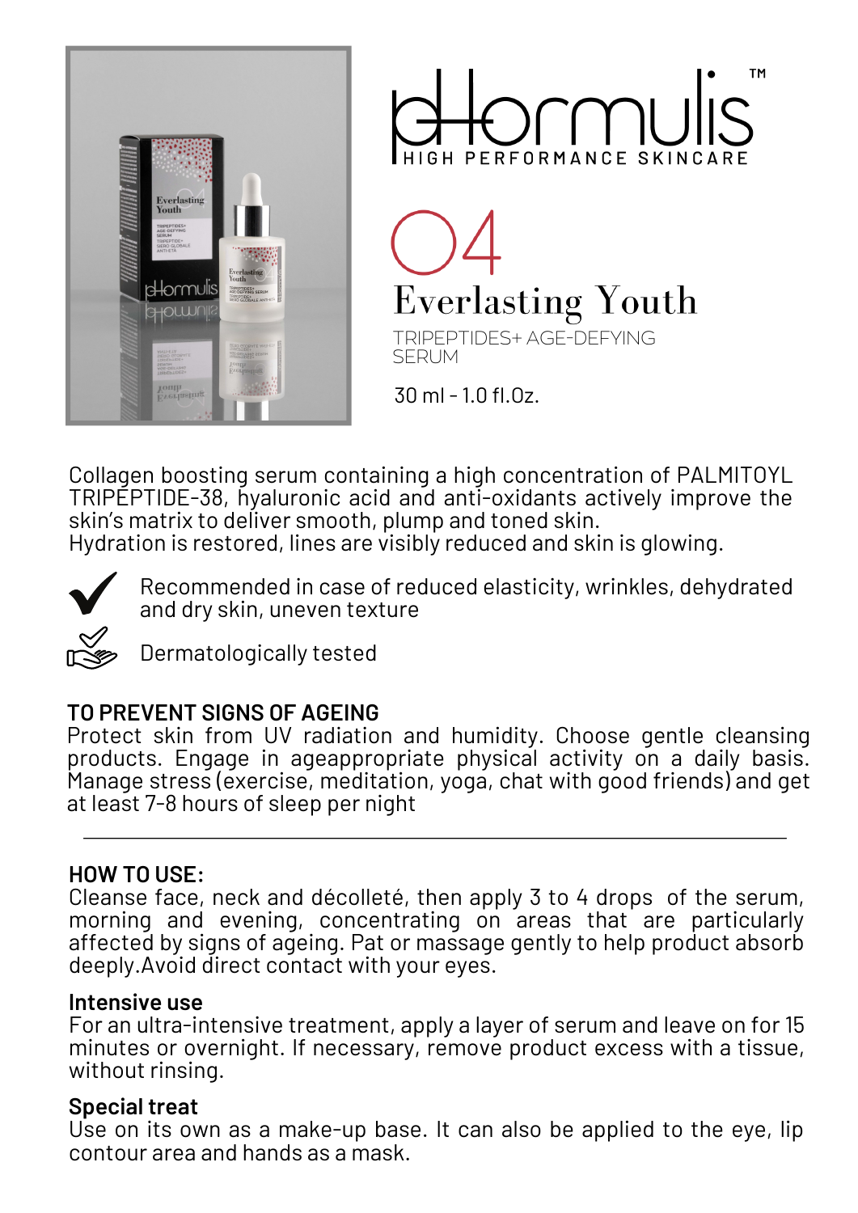pHormulis™

HIGH PERFORMANCE SKINCARE

# 04

# Everlasting Youth

TRIPEPTIDES+ AGE-DEFYING SERUM

30 ml - 1.0 fl.Oz.

Collagen boosting serum containing a high concentration of PALMITOYL TRIPEPTIDE-38, hyaluronic acid and anti-oxidants actively improve the skin's matrix to deliver smooth, plump and toned skin.
Hydration is restored, lines are visibly reduced and skin is glowing.

Recommended in case of reduced elasticity, wrinkles, dehydrated and dry skin, uneven texture

Dermatologically tested

**TO PREVENT SIGNS OF AGEING**
Protect skin from UV radiation and humidity. Choose gentle cleansing products. Engage in ageappropriate physical activity on a daily basis. Manage stress (exercise, meditation, yoga, chat with good friends) and get at least 7-8 hours of sleep per night

---

**HOW TO USE:**
Cleanse face, neck and décolleté, then apply 3 to 4 drops of the serum, morning and evening, concentrating on areas that are particularly affected by signs of ageing. Pat or massage gently to help product absorb deeply.Avoid direct contact with your eyes.

**Intensive use**
For an ultra-intensive treatment, apply a layer of serum and leave on for 15 minutes or overnight. If necessary, remove product excess with a tissue, without rinsing.

**Special treat**
Use on its own as a make-up base. It can also be applied to the eye, lip contour area and hands as a mask.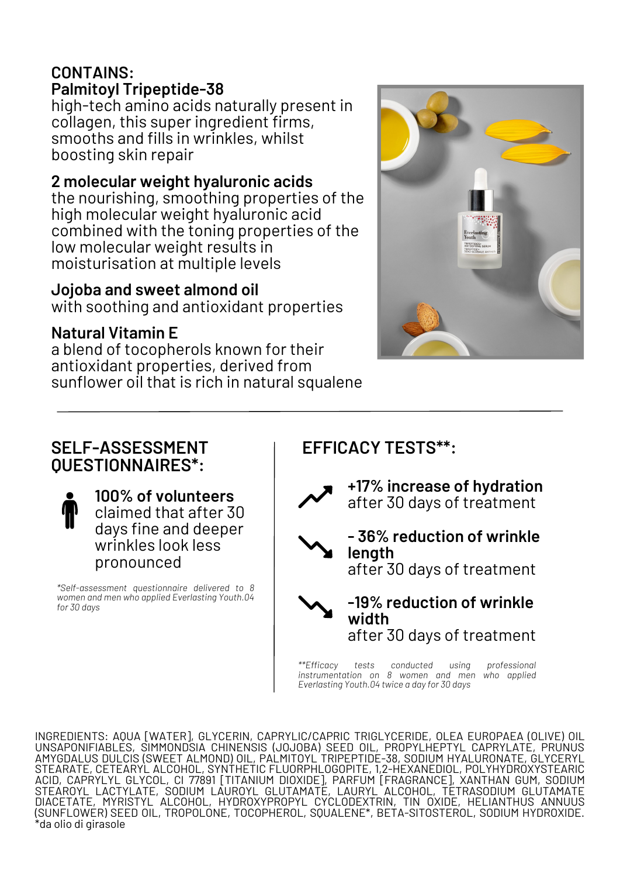**CONTAINS:**

**Palmitoyl Tripeptide-38**
high-tech amino acids naturally present in collagen, this super ingredient firms, smooths and fills in wrinkles, whilst boosting skin repair

**2 molecular weight hyaluronic acids**
the nourishing, smoothing properties of the high molecular weight hyaluronic acid combined with the toning properties of the low molecular weight results in moisturisation at multiple levels

**Jojoba and sweet almond oil**
with soothing and antioxidant properties

**Natural Vitamin E**
a blend of tocopherols known for their antioxidant properties, derived from sunflower oil that is rich in natural squalene

---

## SELF-ASSESSMENT QUESTIONNAIRES*:

**100% of volunteers** claimed that after 30 days fine and deeper wrinkles look less pronounced

*\*Self-assessment questionnaire delivered to 8 women and men who applied Everlasting Youth.04 for 30 days*

## EFFICACY TESTS**:

**+17% increase of hydration**
after 30 days of treatment

**- 36% reduction of wrinkle length**
after 30 days of treatment

**-19% reduction of wrinkle width**
after 30 days of treatment

*\*\*Efficacy tests conducted using professional instrumentation on 8 women and men who applied Everlasting Youth.04 twice a day for 30 days*

INGREDIENTS: AQUA [WATER], GLYCERIN, CAPRYLIC/CAPRIC TRIGLYCERIDE, OLEA EUROPAEA (OLIVE) OIL UNSAPONIFIABLES, SIMMONDSIA CHINENSIS (JOJOBA) SEED OIL, PROPYLHEPTYL CAPRYLATE, PRUNUS AMYGDALUS DULCIS (SWEET ALMOND) OIL, PALMITOYL TRIPEPTIDE-38, SODIUM HYALURONATE, GLYCERYL STEARATE, CETEARYL ALCOHOL, SYNTHETIC FLUORPHLOGOPITE, 1,2-HEXANEDIOL, POLYHYDROXYSTEARIC ACID, CAPRYLYL GLYCOL, CI 77891 [TITANIUM DIOXIDE], PARFUM [FRAGRANCE], XANTHAN GUM, SODIUM STEAROYL LACTYLATE, SODIUM LAUROYL GLUTAMATE, LAURYL ALCOHOL, TETRASODIUM GLUTAMATE DIACETATE, MYRISTYL ALCOHOL, HYDROXYPROPYL CYCLODEXTRIN, TIN OXIDE, HELIANTHUS ANNUUS (SUNFLOWER) SEED OIL, TROPOLONE, TOCOPHEROL, SQUALENE*, BETA-SITOSTEROL, SODIUM HYDROXIDE.
*da olio di girasole